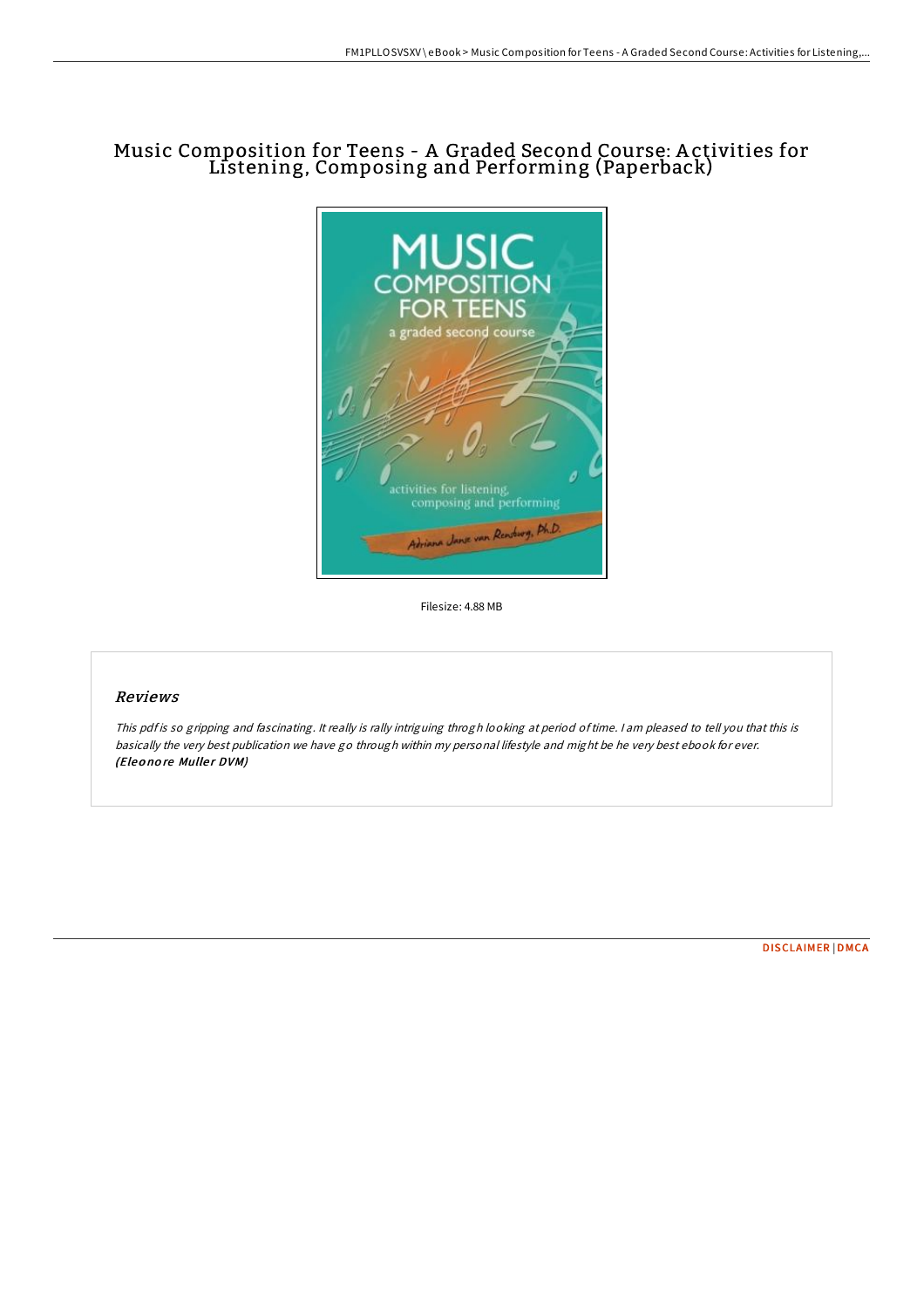# Music Composition for Teens - A Graded Second Course: Activities for Listening, Composing and Performing (Paperback)

Filesize: 4.88 MB

## *Reviews*

*This pdf is so gripping and fascinating. It really is rally intriguing throgh looking at period of time. I am pleased to tell you that this is basically the very best publication we have go through within my personal lifestyle and might be he very best ebook for ever.*
***(Eleonore Muller DVM)***

DISCLAIMER | DMCA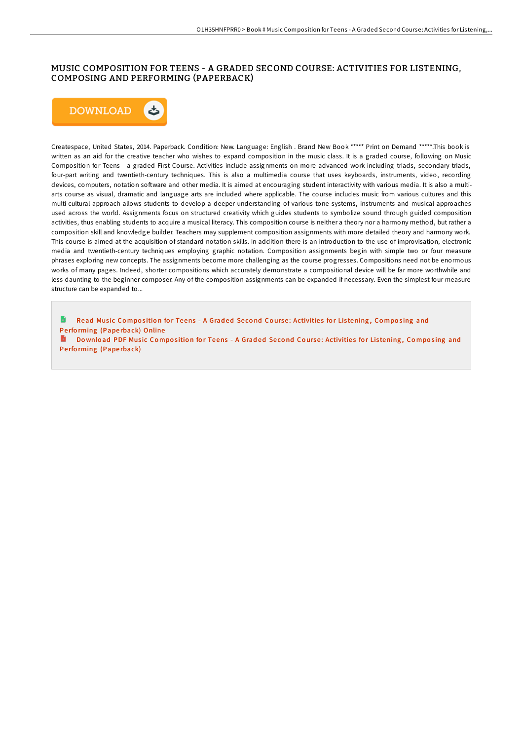# MUSIC COMPOSITION FOR TEENS - A GRADED SECOND COURSE: ACTIVITIES FOR LISTENING, COMPOSING AND PERFORMING (PAPERBACK)

DOWNLOAD

Createspace, United States, 2014. Paperback. Condition: New. Language: English . Brand New Book ***** Print on Demand *****.This book is written as an aid for the creative teacher who wishes to expand composition in the music class. It is a graded course, following on Music Composition for Teens - a graded First Course. Activities include assignments on more advanced work including triads, secondary triads, four-part writing and twentieth-century techniques. This is also a multimedia course that uses keyboards, instruments, video, recording devices, computers, notation software and other media. It is aimed at encouraging student interactivity with various media. It is also a multi-arts course as visual, dramatic and language arts are included where applicable. The course includes music from various cultures and this multi-cultural approach allows students to develop a deeper understanding of various tone systems, instruments and musical approaches used across the world. Assignments focus on structured creativity which guides students to symbolize sound through guided composition activities, thus enabling students to acquire a musical literacy. This composition course is neither a theory nor a harmony method, but rather a composition skill and knowledge builder. Teachers may supplement composition assignments with more detailed theory and harmony work. This course is aimed at the acquisition of standard notation skills. In addition there is an introduction to the use of improvisation, electronic media and twentieth-century techniques employing graphic notation. Composition assignments begin with simple two or four measure phrases exploring new concepts. The assignments become more challenging as the course progresses. Compositions need not be enormous works of many pages. Indeed, shorter compositions which accurately demonstrate a compositional device will be far more worthwhile and less daunting to the beginner composer. Any of the composition assignments can be expanded if necessary. Even the simplest four measure structure can be expanded to...

Read Music Composition for Teens - A Graded Second Course: Activities for Listening, Composing and Performing (Paperback) Online

Download PDF Music Composition for Teens - A Graded Second Course: Activities for Listening, Composing and Performing (Paperback)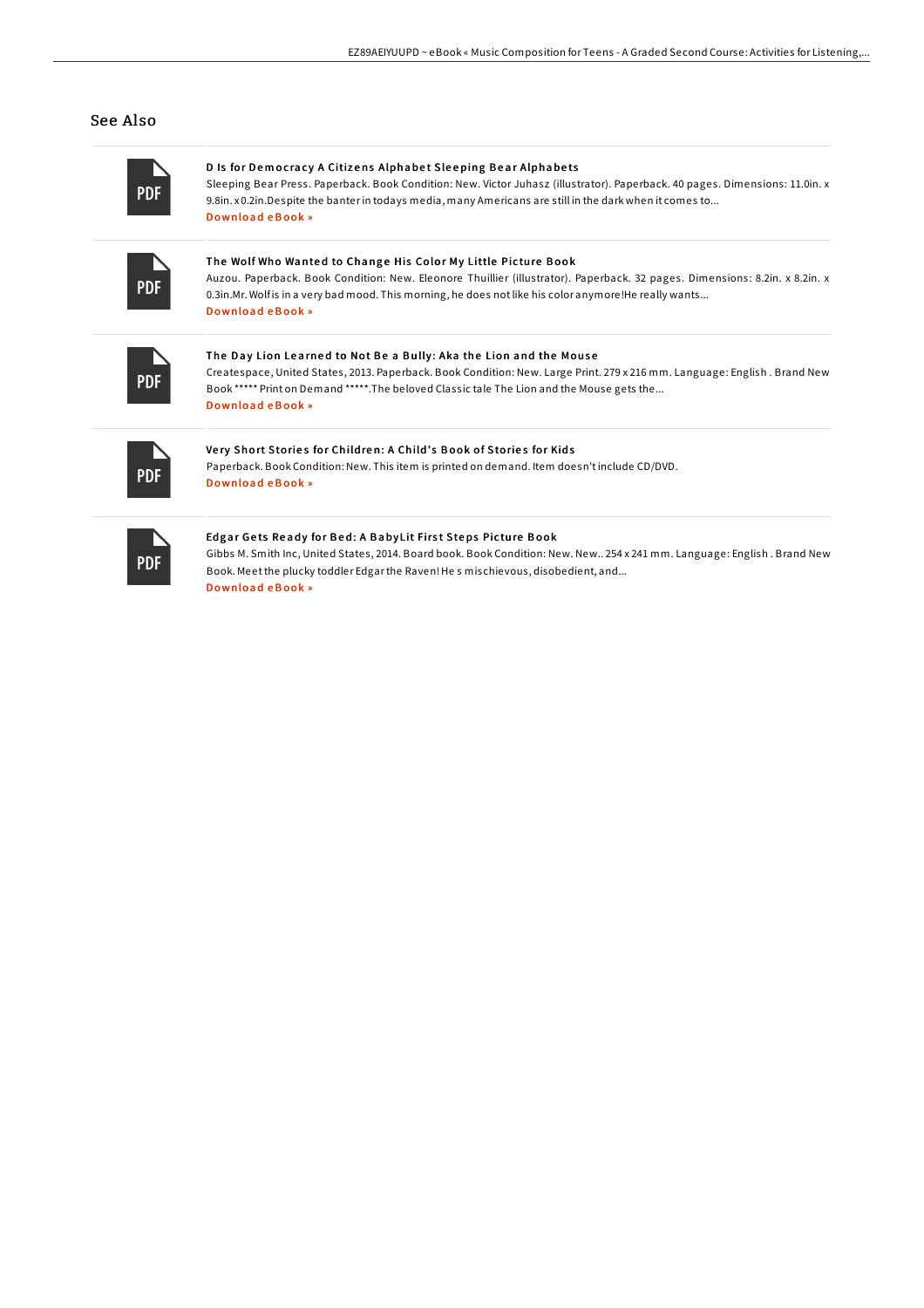## See Also

### D Is for Democracy A Citizens Alphabet Sleeping Bear Alphabets

Sleeping Bear Press. Paperback. Book Condition: New. Victor Juhasz (illustrator). Paperback. 40 pages. Dimensions: 11.0in. x 9.8in. x 0.2in.Despite the banter in todays media, many Americans are still in the dark when it comes to...

Download eBook »

### The Wolf Who Wanted to Change His Color My Little Picture Book

Auzou. Paperback. Book Condition: New. Eleonore Thuillier (illustrator). Paperback. 32 pages. Dimensions: 8.2in. x 8.2in. x 0.3in.Mr. Wolf is in a very bad mood. This morning, he does not like his color anymore!He really wants...

Download eBook »

### The Day Lion Learned to Not Be a Bully: Aka the Lion and the Mouse

Createspace, United States, 2013. Paperback. Book Condition: New. Large Print. 279 x 216 mm. Language: English . Brand New Book ***** Print on Demand *****.The beloved Classic tale The Lion and the Mouse gets the...

Download eBook »

### Very Short Stories for Children: A Child's Book of Stories for Kids

Paperback. Book Condition: New. This item is printed on demand. Item doesn't include CD/DVD.

Download eBook »

### Edgar Gets Ready for Bed: A BabyLit First Steps Picture Book

Gibbs M. Smith Inc, United States, 2014. Board book. Book Condition: New. New.. 254 x 241 mm. Language: English . Brand New Book. Meet the plucky toddler Edgar the Raven! He s mischievous, disobedient, and...

Download eBook »